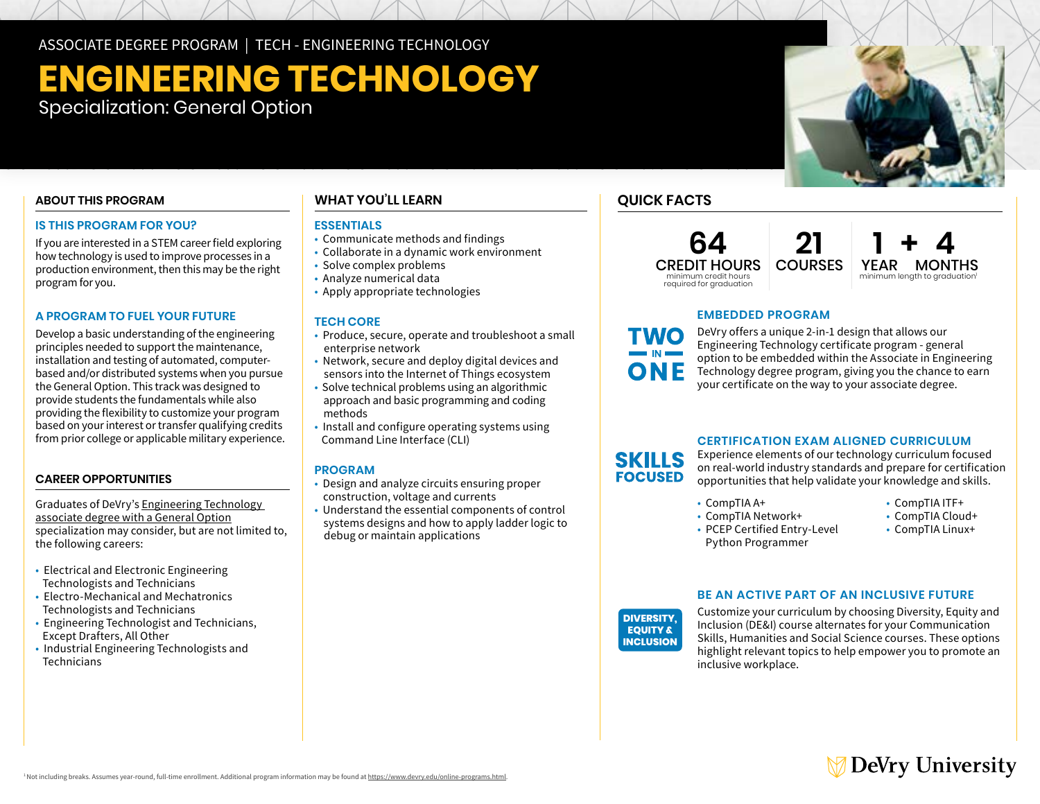ASSOCIATE DEGREE PROGRAM | TECH - ENGINEERING TECHNOLOGY

# ENGINEERING TECHNOLOGY

Specialization: General Option

## ABOUT THIS PROGRAM

### IS THIS PROGRAM FOR YOU?

If you are interested in a STEM career field exploring how technology is used to improve processes in a production environment, then this may be the right program for you.

### A PROGRAM TO FUEL YOUR FUTURE

Develop a basic understanding of the engineering principles needed to support the maintenance, installation and testing of automated, computer-based and/or distributed systems when you pursue the General Option. This track was designed to provide students the fundamentals while also providing the flexibility to customize your program based on your interest or transfer qualifying credits from prior college or applicable military experience.

## CAREER OPPORTUNITIES

Graduates of DeVry's Engineering Technology associate degree with a General Option specialization may consider, but are not limited to, the following careers:

- Electrical and Electronic Engineering Technologists and Technicians
- Electro-Mechanical and Mechatronics Technologists and Technicians
- Engineering Technologist and Technicians, Except Drafters, All Other
- Industrial Engineering Technologists and Technicians

## WHAT YOU'LL LEARN

### ESSENTIALS

- Communicate methods and findings
- Collaborate in a dynamic work environment
- Solve complex problems
- Analyze numerical data
- Apply appropriate technologies

### TECH CORE

- Produce, secure, operate and troubleshoot a small enterprise network
- Network, secure and deploy digital devices and sensors into the Internet of Things ecosystem
- Solve technical problems using an algorithmic approach and basic programming and coding methods
- Install and configure operating systems using Command Line Interface (CLI)

### PROGRAM

- Design and analyze circuits ensuring proper construction, voltage and currents
- Understand the essential components of control systems designs and how to apply ladder logic to debug or maintain applications

## QUICK FACTS

**64** CREDIT HOURS
minimum credit hours required for graduation

**21** COURSES

**1 + 4** YEAR MONTHS
minimum length to graduation[1]

**TWO IN ONE**

### EMBEDDED PROGRAM

DeVry offers a unique 2-in-1 design that allows our Engineering Technology certificate program - general option to be embedded within the Associate in Engineering Technology degree program, giving you the chance to earn your certificate on the way to your associate degree.

**SKILLS FOCUSED**

### CERTIFICATION EXAM ALIGNED CURRICULUM

Experience elements of our technology curriculum focused on real-world industry standards and prepare for certification opportunities that help validate your knowledge and skills.

- CompTIA A+
- CompTIA Network+
- PCEP Certified Entry-Level Python Programmer
- CompTIA ITF+
- CompTIA Cloud+
- CompTIA Linux+

**DIVERSITY, EQUITY & INCLUSION**

### BE AN ACTIVE PART OF AN INCLUSIVE FUTURE

Customize your curriculum by choosing Diversity, Equity and Inclusion (DE&I) course alternates for your Communication Skills, Humanities and Social Science courses. These options highlight relevant topics to help empower you to promote an inclusive workplace.

[1] Not including breaks. Assumes year-round, full-time enrollment. Additional program information may be found at https://www.devry.edu/online-programs.html.

DeVry University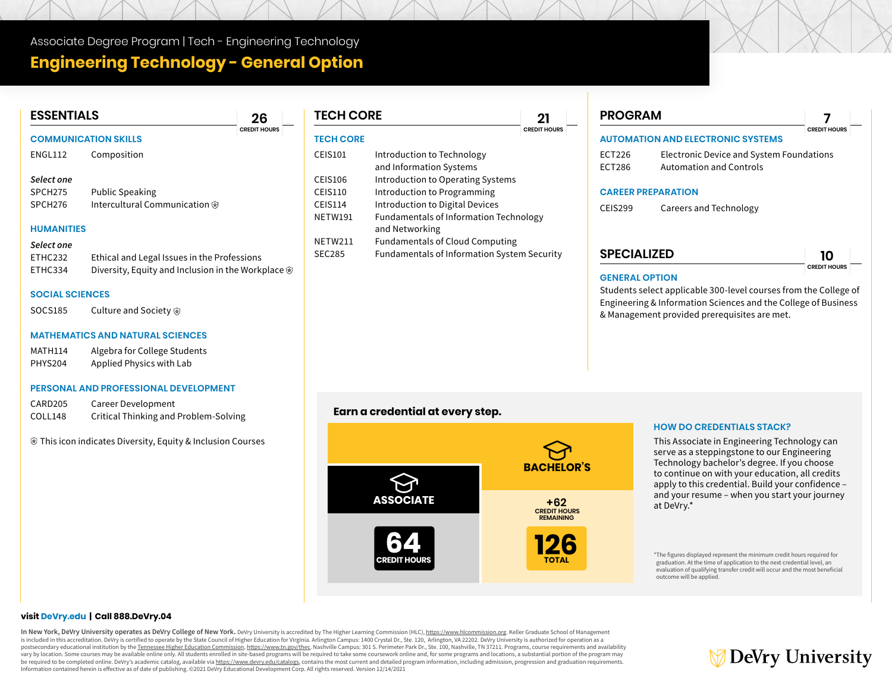Associate Degree Program | Tech - Engineering Technology

# Engineering Technology - General Option

## ESSENTIALS

**26** CREDIT HOURS

### COMMUNICATION SKILLS

| | |
|---|---|
| ENGL112 | Composition |

*Select one*

| | |
|---|---|
| SPCH275 | Public Speaking |
| SPCH276 | Intercultural Communication ⛉ |

### HUMANITIES

*Select one*

| | |
|---|---|
| ETHC232 | Ethical and Legal Issues in the Professions |
| ETHC334 | Diversity, Equity and Inclusion in the Workplace ⛉ |

### SOCIAL SCIENCES

| | |
|---|---|
| SOCS185 | Culture and Society ⛉ |

### MATHEMATICS AND NATURAL SCIENCES

| | |
|---|---|
| MATH114 | Algebra for College Students |
| PHYS204 | Applied Physics with Lab |

### PERSONAL AND PROFESSIONAL DEVELOPMENT

| | |
|---|---|
| CARD205 | Career Development |
| COLL148 | Critical Thinking and Problem-Solving |

⛉ This icon indicates Diversity, Equity & Inclusion Courses

## TECH CORE

**21** CREDIT HOURS

### TECH CORE

| | |
|---|---|
| CEIS101 | Introduction to Technology and Information Systems |
| CEIS106 | Introduction to Operating Systems |
| CEIS110 | Introduction to Programming |
| CEIS114 | Introduction to Digital Devices |
| NETW191 | Fundamentals of Information Technology and Networking |
| NETW211 | Fundamentals of Cloud Computing |
| SEC285 | Fundamentals of Information System Security |

## PROGRAM

**7** CREDIT HOURS

### AUTOMATION AND ELECTRONIC SYSTEMS

| | |
|---|---|
| ECT226 | Electronic Device and System Foundations |
| ECT286 | Automation and Controls |

### CAREER PREPARATION

| | |
|---|---|
| CEIS299 | Careers and Technology |

## SPECIALIZED

**10** CREDIT HOURS

### GENERAL OPTION

Students select applicable 300-level courses from the College of Engineering & Information Sciences and the College of Business & Management provided prerequisites are met.

**Earn a credential at every step.**

ASSOCIATE

64 CREDIT HOURS

BACHELOR'S

+62 CREDIT HOURS REMAINING

126 TOTAL

### HOW DO CREDENTIALS STACK?

This Associate in Engineering Technology can serve as a steppingstone to our Engineering Technology bachelor's degree. If you choose to continue on with your education, all credits apply to this credential. Build your confidence – and your resume – when you start your journey at DeVry.*

*The figures displayed represent the minimum credit hours required for graduation. At the time of application to the next credential level, an evaluation of qualifying transfer credit will occur and the most beneficial outcome will be applied.

visit **DeVry.edu** | **Call 888.DeVry.04**

**In New York, DeVry University operates as DeVry College of New York.** DeVry University is accredited by The Higher Learning Commission (HLC), https://www.hlcommission.org. Keller Graduate School of Management is included in this accreditation. DeVry is certified to operate by the State Council of Higher Education for Virginia. Arlington Campus: 1400 Crystal Dr., Ste. 120, Arlington, VA 22202. DeVry University is authorized for operation as a postsecondary educational institution by the Tennessee Higher Education Commission, https://www.tn.gov/thec. Nashville Campus: 301 S. Perimeter Park Dr., Ste. 100, Nashville, TN 37211. Programs, course requirements and availability vary by location. Some courses may be available online only. All students enrolled in site-based programs will be required to take some coursework online and, for some programs and locations, a substantial portion of the program may be required to be completed online. DeVry's academic catalog, available via https://www.devry.edu/catalogs, contains the most current and detailed program information, including admission, progression and graduation requirements. Information contained herein is effective as of date of publishing. ©2021 DeVry Educational Development Corp. All rights reserved. Version 12/14/2021

DeVry University